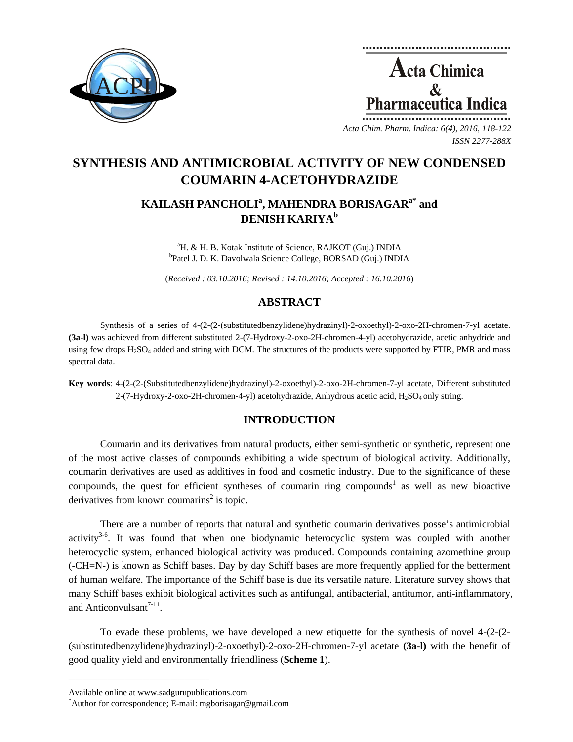# SYNTHESIS AND ANTIMICROBIAL ACTIVITY OF NEW CONDENSED COUMARIN 4-ACETOHYDRAZIDE

## KAILASH PANCHOLI[a], MAHENDRA BORISAGAR[a*] and DENISH KARIYA[b]

[a]H. & H. B. Kotak Institute of Science, RAJKOT (Guj.) INDIA
[b]Patel J. D. K. Davolwala Science College, BORSAD (Guj.) INDIA

(*Received : 03.10.2016; Revised : 14.10.2016; Accepted : 16.10.2016*)

## ABSTRACT

Synthesis of a series of 4-(2-(2-(substitutedbenzylidene)hydrazinyl)-2-oxoethyl)-2-oxo-2H-chromen-7-yl acetate. **(3a-l)** was achieved from different substituted 2-(7-Hydroxy-2-oxo-2H-chromen-4-yl) acetohydrazide, acetic anhydride and using few drops $H_2SO_4$ added and string with DCM. The structures of the products were supported by FTIR, PMR and mass spectral data.

**Key words**: 4-(2-(2-(Substitutedbenzylidene)hydrazinyl)-2-oxoethyl)-2-oxo-2H-chromen-7-yl acetate, Different substituted 2-(7-Hydroxy-2-oxo-2H-chromen-4-yl) acetohydrazide, Anhydrous acetic acid, $H_2SO_4$ only string.

## INTRODUCTION

Coumarin and its derivatives from natural products, either semi-synthetic or synthetic, represent one of the most active classes of compounds exhibiting a wide spectrum of biological activity. Additionally, coumarin derivatives are used as additives in food and cosmetic industry. Due to the significance of these compounds, the quest for efficient syntheses of coumarin ring compounds[1] as well as new bioactive derivatives from known coumarins[2] is topic.

There are a number of reports that natural and synthetic coumarin derivatives posse's antimicrobial activity[3-6]. It was found that when one biodynamic heterocyclic system was coupled with another heterocyclic system, enhanced biological activity was produced. Compounds containing azomethine group (-CH=N-) is known as Schiff bases. Day by day Schiff bases are more frequently applied for the betterment of human welfare. The importance of the Schiff base is due its versatile nature. Literature survey shows that many Schiff bases exhibit biological activities such as antifungal, antibacterial, antitumor, anti-inflammatory, and Anticonvulsant[7-11].

To evade these problems, we have developed a new etiquette for the synthesis of novel 4-(2-(2-(substitutedbenzylidene)hydrazinyl)-2-oxoethyl)-2-oxo-2H-chromen-7-yl acetate **(3a-l)** with the benefit of good quality yield and environmentally friendliness (**Scheme 1**).

---

Available online at www.sadgurupublications.com
[*]Author for correspondence; E-mail: mgborisagar@gmail.com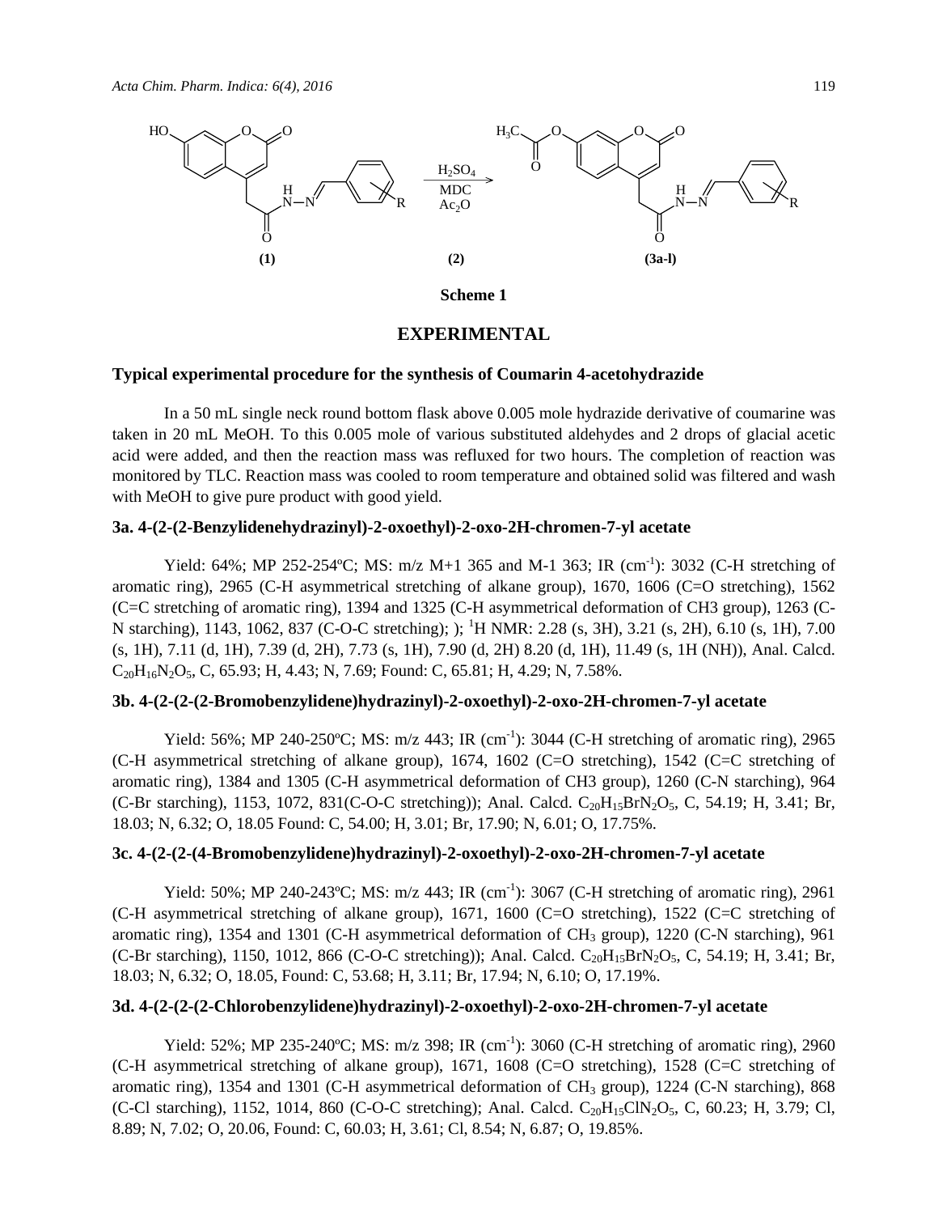**(1)** **(2)** **(3a-l)**

$H_2SO_4$, MDC, $Ac_2O$

**Scheme 1**

## EXPERIMENTAL

### Typical experimental procedure for the synthesis of Coumarin 4-acetohydrazide

In a 50 mL single neck round bottom flask above 0.005 mole hydrazide derivative of coumarine was taken in 20 mL MeOH. To this 0.005 mole of various substituted aldehydes and 2 drops of glacial acetic acid were added, and then the reaction mass was refluxed for two hours. The completion of reaction was monitored by TLC. Reaction mass was cooled to room temperature and obtained solid was filtered and wash with MeOH to give pure product with good yield.

### 3a. 4-(2-(2-Benzylidenehydrazinyl)-2-oxoethyl)-2-oxo-2H-chromen-7-yl acetate

Yield: 64%; MP 252-254ºC; MS: m/z M+1 365 and M-1 363; IR ($cm^{-1}$): 3032 (C-H stretching of aromatic ring), 2965 (C-H asymmetrical stretching of alkane group), 1670, 1606 (C=O stretching), 1562 (C=C stretching of aromatic ring), 1394 and 1325 (C-H asymmetrical deformation of CH3 group), 1263 (C-N starching), 1143, 1062, 837 (C-O-C stretching); ); $^1$H NMR: 2.28 (s, 3H), 3.21 (s, 2H), 6.10 (s, 1H), 7.00 (s, 1H), 7.11 (d, 1H), 7.39 (d, 2H), 7.73 (s, 1H), 7.90 (d, 2H) 8.20 (d, 1H), 11.49 (s, 1H (NH)), Anal. Calcd. $C_{20}H_{16}N_2O_5$, C, 65.93; H, 4.43; N, 7.69; Found: C, 65.81; H, 4.29; N, 7.58%.

### 3b. 4-(2-(2-(2-Bromobenzylidene)hydrazinyl)-2-oxoethyl)-2-oxo-2H-chromen-7-yl acetate

Yield: 56%; MP 240-250ºC; MS: m/z 443; IR ($cm^{-1}$): 3044 (C-H stretching of aromatic ring), 2965 (C-H asymmetrical stretching of alkane group), 1674, 1602 (C=O stretching), 1542 (C=C stretching of aromatic ring), 1384 and 1305 (C-H asymmetrical deformation of CH3 group), 1260 (C-N starching), 964 (C-Br starching), 1153, 1072, 831(C-O-C stretching)); Anal. Calcd. $C_{20}H_{15}BrN_2O_5$, C, 54.19; H, 3.41; Br, 18.03; N, 6.32; O, 18.05 Found: C, 54.00; H, 3.01; Br, 17.90; N, 6.01; O, 17.75%.

### 3c. 4-(2-(2-(4-Bromobenzylidene)hydrazinyl)-2-oxoethyl)-2-oxo-2H-chromen-7-yl acetate

Yield: 50%; MP 240-243ºC; MS: m/z 443; IR ($cm^{-1}$): 3067 (C-H stretching of aromatic ring), 2961 (C-H asymmetrical stretching of alkane group), 1671, 1600 (C=O stretching), 1522 (C=C stretching of aromatic ring), 1354 and 1301 (C-H asymmetrical deformation of $CH_3$ group), 1220 (C-N starching), 961 (C-Br starching), 1150, 1012, 866 (C-O-C stretching)); Anal. Calcd. $C_{20}H_{15}BrN_2O_5$, C, 54.19; H, 3.41; Br, 18.03; N, 6.32; O, 18.05, Found: C, 53.68; H, 3.11; Br, 17.94; N, 6.10; O, 17.19%.

### 3d. 4-(2-(2-(2-Chlorobenzylidene)hydrazinyl)-2-oxoethyl)-2-oxo-2H-chromen-7-yl acetate

Yield: 52%; MP 235-240ºC; MS: m/z 398; IR ($cm^{-1}$): 3060 (C-H stretching of aromatic ring), 2960 (C-H asymmetrical stretching of alkane group), 1671, 1608 (C=O stretching), 1528 (C=C stretching of aromatic ring), 1354 and 1301 (C-H asymmetrical deformation of $CH_3$ group), 1224 (C-N starching), 868 (C-Cl starching), 1152, 1014, 860 (C-O-C stretching); Anal. Calcd. $C_{20}H_{15}ClN_2O_5$, C, 60.23; H, 3.79; Cl, 8.89; N, 7.02; O, 20.06, Found: C, 60.03; H, 3.61; Cl, 8.54; N, 6.87; O, 19.85%.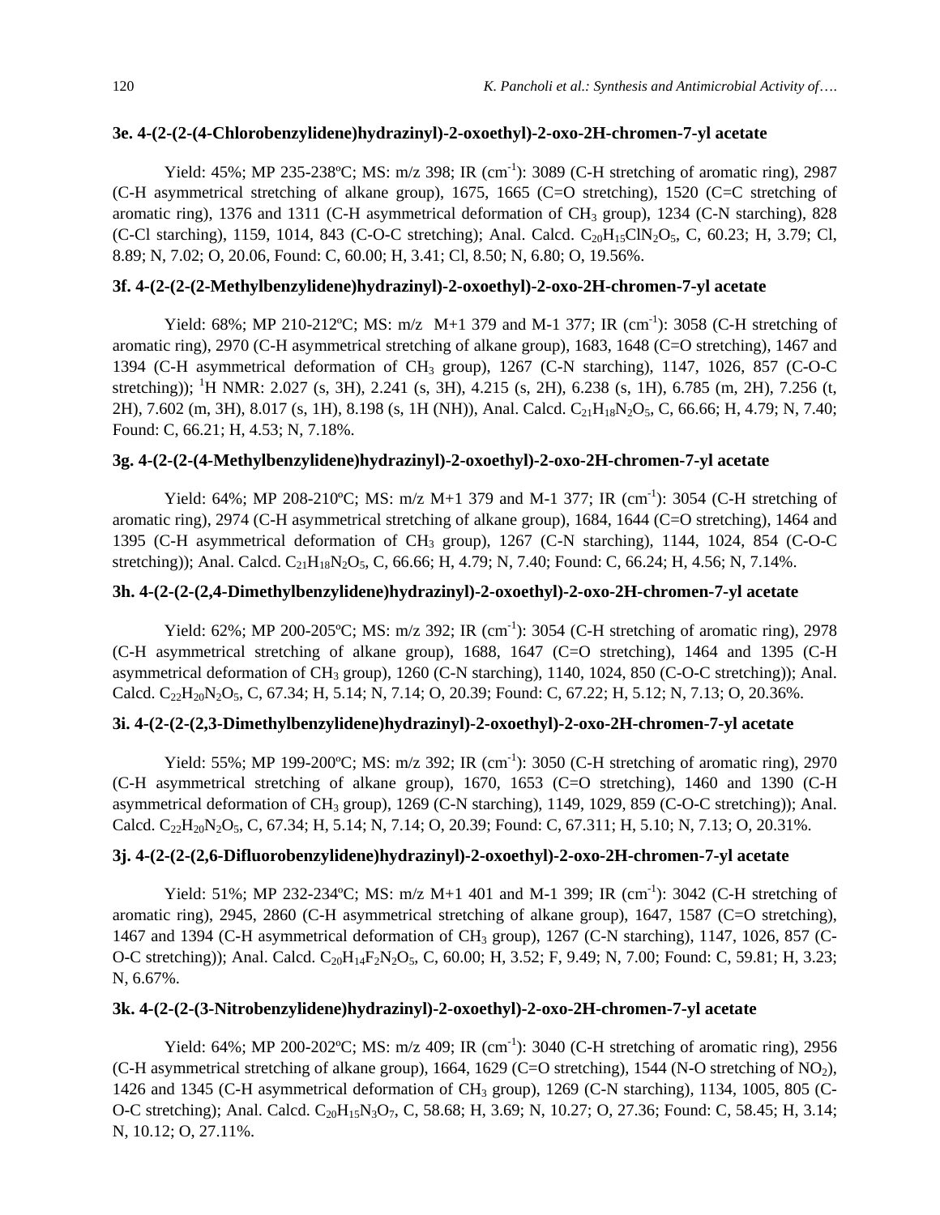### 3e. 4-(2-(2-(4-Chlorobenzylidene)hydrazinyl)-2-oxoethyl)-2-oxo-2H-chromen-7-yl acetate

Yield: 45%; MP 235-238ºC; MS: m/z 398; IR ($cm^{-1}$): 3089 (C-H stretching of aromatic ring), 2987 (C-H asymmetrical stretching of alkane group), 1675, 1665 (C=O stretching), 1520 (C=C stretching of aromatic ring), 1376 and 1311 (C-H asymmetrical deformation of $CH_3$ group), 1234 (C-N starching), 828 (C-Cl starching), 1159, 1014, 843 (C-O-C stretching); Anal. Calcd. $C_{20}H_{15}ClN_2O_5$, C, 60.23; H, 3.79; Cl, 8.89; N, 7.02; O, 20.06, Found: C, 60.00; H, 3.41; Cl, 8.50; N, 6.80; O, 19.56%.

### 3f. 4-(2-(2-(2-Methylbenzylidene)hydrazinyl)-2-oxoethyl)-2-oxo-2H-chromen-7-yl acetate

Yield: 68%; MP 210-212ºC; MS: m/z M+1 379 and M-1 377; IR ($cm^{-1}$): 3058 (C-H stretching of aromatic ring), 2970 (C-H asymmetrical stretching of alkane group), 1683, 1648 (C=O stretching), 1467 and 1394 (C-H asymmetrical deformation of $CH_3$ group), 1267 (C-N starching), 1147, 1026, 857 (C-O-C stretching)); $^1$H NMR: 2.027 (s, 3H), 2.241 (s, 3H), 4.215 (s, 2H), 6.238 (s, 1H), 6.785 (m, 2H), 7.256 (t, 2H), 7.602 (m, 3H), 8.017 (s, 1H), 8.198 (s, 1H (NH)), Anal. Calcd. $C_{21}H_{18}N_2O_5$, C, 66.66; H, 4.79; N, 7.40; Found: C, 66.21; H, 4.53; N, 7.18%.

### 3g. 4-(2-(2-(4-Methylbenzylidene)hydrazinyl)-2-oxoethyl)-2-oxo-2H-chromen-7-yl acetate

Yield: 64%; MP 208-210ºC; MS: m/z M+1 379 and M-1 377; IR ($cm^{-1}$): 3054 (C-H stretching of aromatic ring), 2974 (C-H asymmetrical stretching of alkane group), 1684, 1644 (C=O stretching), 1464 and 1395 (C-H asymmetrical deformation of $CH_3$ group), 1267 (C-N starching), 1144, 1024, 854 (C-O-C stretching)); Anal. Calcd. $C_{21}H_{18}N_2O_5$, C, 66.66; H, 4.79; N, 7.40; Found: C, 66.24; H, 4.56; N, 7.14%.

### 3h. 4-(2-(2-(2,4-Dimethylbenzylidene)hydrazinyl)-2-oxoethyl)-2-oxo-2H-chromen-7-yl acetate

Yield: 62%; MP 200-205ºC; MS: m/z 392; IR ($cm^{-1}$): 3054 (C-H stretching of aromatic ring), 2978 (C-H asymmetrical stretching of alkane group), 1688, 1647 (C=O stretching), 1464 and 1395 (C-H asymmetrical deformation of $CH_3$ group), 1260 (C-N starching), 1140, 1024, 850 (C-O-C stretching)); Anal. Calcd. $C_{22}H_{20}N_2O_5$, C, 67.34; H, 5.14; N, 7.14; O, 20.39; Found: C, 67.22; H, 5.12; N, 7.13; O, 20.36%.

### 3i. 4-(2-(2-(2,3-Dimethylbenzylidene)hydrazinyl)-2-oxoethyl)-2-oxo-2H-chromen-7-yl acetate

Yield: 55%; MP 199-200ºC; MS: m/z 392; IR ($cm^{-1}$): 3050 (C-H stretching of aromatic ring), 2970 (C-H asymmetrical stretching of alkane group), 1670, 1653 (C=O stretching), 1460 and 1390 (C-H asymmetrical deformation of $CH_3$ group), 1269 (C-N starching), 1149, 1029, 859 (C-O-C stretching)); Anal. Calcd. $C_{22}H_{20}N_2O_5$, C, 67.34; H, 5.14; N, 7.14; O, 20.39; Found: C, 67.311; H, 5.10; N, 7.13; O, 20.31%.

### 3j. 4-(2-(2-(2,6-Difluorobenzylidene)hydrazinyl)-2-oxoethyl)-2-oxo-2H-chromen-7-yl acetate

Yield: 51%; MP 232-234ºC; MS: m/z M+1 401 and M-1 399; IR ($cm^{-1}$): 3042 (C-H stretching of aromatic ring), 2945, 2860 (C-H asymmetrical stretching of alkane group), 1647, 1587 (C=O stretching), 1467 and 1394 (C-H asymmetrical deformation of $CH_3$ group), 1267 (C-N starching), 1147, 1026, 857 (C-O-C stretching)); Anal. Calcd. $C_{20}H_{14}F_2N_2O_5$, C, 60.00; H, 3.52; F, 9.49; N, 7.00; Found: C, 59.81; H, 3.23; N, 6.67%.

### 3k. 4-(2-(2-(3-Nitrobenzylidene)hydrazinyl)-2-oxoethyl)-2-oxo-2H-chromen-7-yl acetate

Yield: 64%; MP 200-202ºC; MS: m/z 409; IR ($cm^{-1}$): 3040 (C-H stretching of aromatic ring), 2956 (C-H asymmetrical stretching of alkane group), 1664, 1629 (C=O stretching), 1544 (N-O stretching of $NO_2$), 1426 and 1345 (C-H asymmetrical deformation of $CH_3$ group), 1269 (C-N starching), 1134, 1005, 805 (C-O-C stretching); Anal. Calcd. $C_{20}H_{15}N_3O_7$, C, 58.68; H, 3.69; N, 10.27; O, 27.36; Found: C, 58.45; H, 3.14; N, 10.12; O, 27.11%.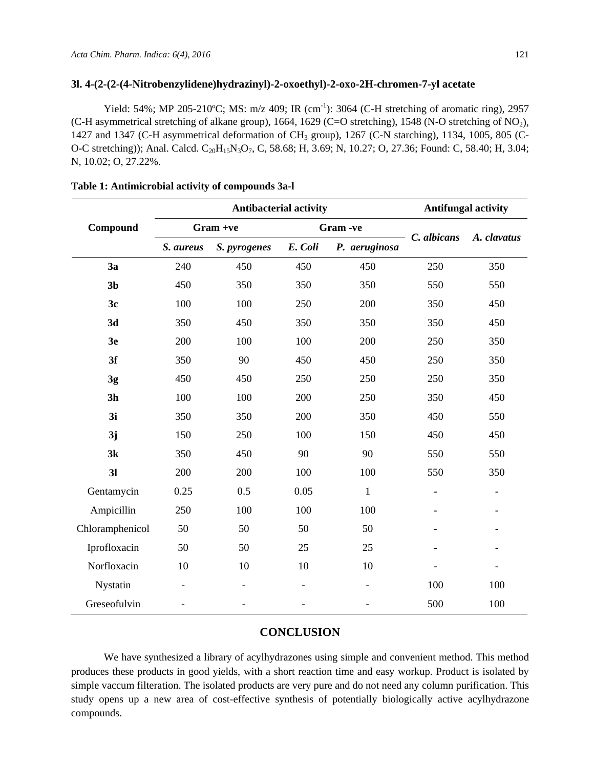### 3l. 4-(2-(2-(4-Nitrobenzylidene)hydrazinyl)-2-oxoethyl)-2-oxo-2H-chromen-7-yl acetate

Yield: 54%; MP 205-210ºC; MS: m/z 409; IR ($cm^{-1}$): 3064 (C-H stretching of aromatic ring), 2957 (C-H asymmetrical stretching of alkane group), 1664, 1629 (C=O stretching), 1548 (N-O stretching of $NO_2$), 1427 and 1347 (C-H asymmetrical deformation of $CH_3$ group), 1267 (C-N starching), 1134, 1005, 805 (C-O-C stretching)); Anal. Calcd. $C_{20}H_{15}N_3O_7$, C, 58.68; H, 3.69; N, 10.27; O, 27.36; Found: C, 58.40; H, 3.04; N, 10.02; O, 27.22%.

**Table 1: Antimicrobial activity of compounds 3a-l**

| Compound | Antibacterial activity | | | | Antifungal activity | |
|---|---|---|---|---|---|---|
| | Gram +ve | | Gram -ve | | | |
| | *S. aureus* | *S. pyrogenes* | *E. Coli* | *P. aeruginosa* | *C. albicans* | *A. clavatus* |
| **3a** | 240 | 450 | 450 | 450 | 250 | 350 |
| **3b** | 450 | 350 | 350 | 350 | 550 | 550 |
| **3c** | 100 | 100 | 250 | 200 | 350 | 450 |
| **3d** | 350 | 450 | 350 | 350 | 350 | 450 |
| **3e** | 200 | 100 | 100 | 200 | 250 | 350 |
| **3f** | 350 | 90 | 450 | 450 | 250 | 350 |
| **3g** | 450 | 450 | 250 | 250 | 250 | 350 |
| **3h** | 100 | 100 | 200 | 250 | 350 | 450 |
| **3i** | 350 | 350 | 200 | 350 | 450 | 550 |
| **3j** | 150 | 250 | 100 | 150 | 450 | 450 |
| **3k** | 350 | 450 | 90 | 90 | 550 | 550 |
| **3l** | 200 | 200 | 100 | 100 | 550 | 350 |
| Gentamycin | 0.25 | 0.5 | 0.05 | 1 | - | - |
| Ampicillin | 250 | 100 | 100 | 100 | - | - |
| Chloramphenicol | 50 | 50 | 50 | 50 | - | - |
| Iprofloxacin | 50 | 50 | 25 | 25 | - | - |
| Norfloxacin | 10 | 10 | 10 | 10 | - | - |
| Nystatin | - | - | - | - | 100 | 100 |
| Greseofulvin | - | - | - | - | 500 | 100 |

## CONCLUSION

We have synthesized a library of acylhydrazones using simple and convenient method. This method produces these products in good yields, with a short reaction time and easy workup. Product is isolated by simple vaccum filteration. The isolated products are very pure and do not need any column purification. This study opens up a new area of cost-effective synthesis of potentially biologically active acylhydrazone compounds.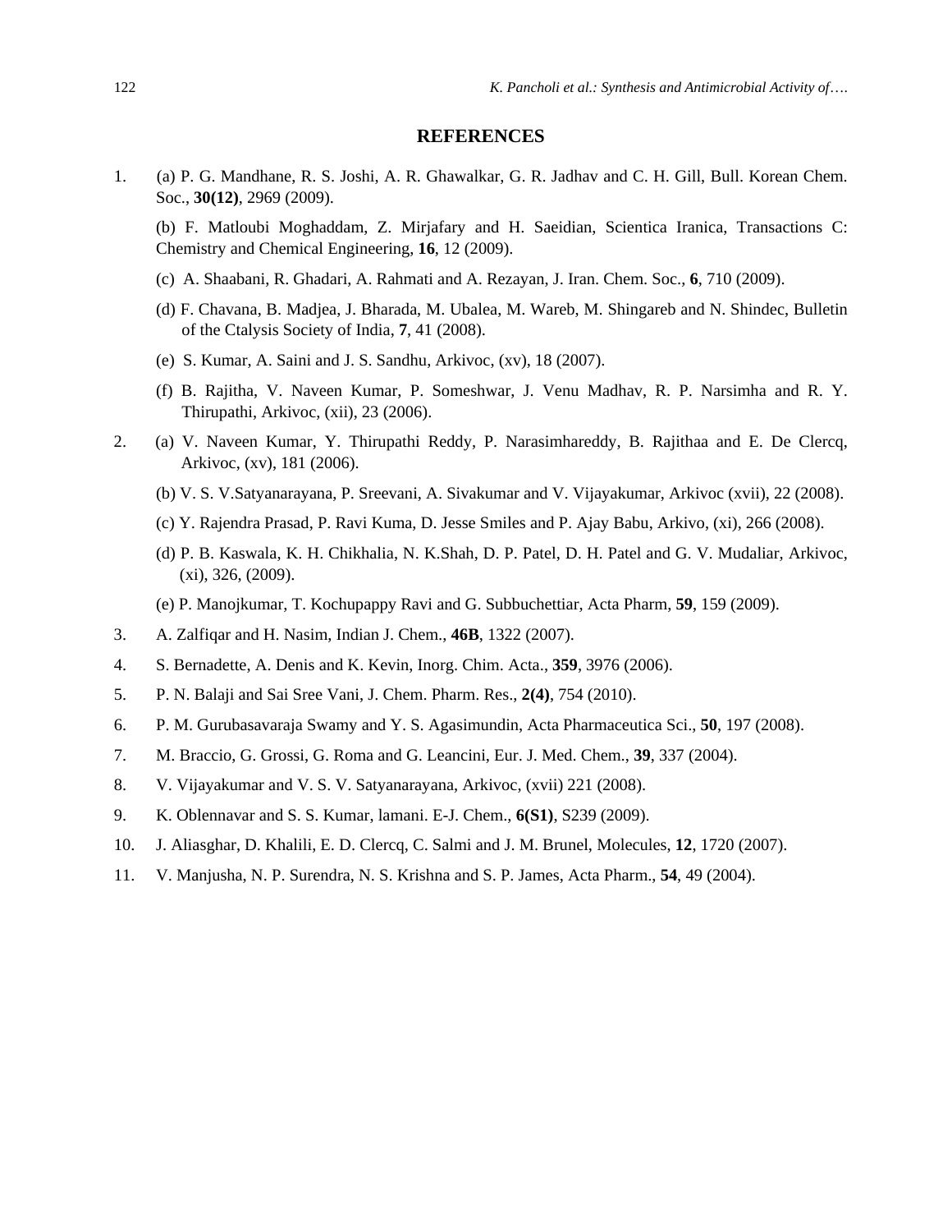## REFERENCES

1. (a) P. G. Mandhane, R. S. Joshi, A. R. Ghawalkar, G. R. Jadhav and C. H. Gill, Bull. Korean Chem. Soc., **30(12)**, 2969 (2009).

   (b) F. Matloubi Moghaddam, Z. Mirjafary and H. Saeidian, Scientica Iranica, Transactions C: Chemistry and Chemical Engineering, **16**, 12 (2009).

   (c) A. Shaabani, R. Ghadari, A. Rahmati and A. Rezayan, J. Iran. Chem. Soc., **6**, 710 (2009).

   (d) F. Chavana, B. Madjea, J. Bharada, M. Ubalea, M. Wareb, M. Shingareb and N. Shindec, Bulletin of the Ctalysis Society of India, **7**, 41 (2008).

   (e) S. Kumar, A. Saini and J. S. Sandhu, Arkivoc, (xv), 18 (2007).

   (f) B. Rajitha, V. Naveen Kumar, P. Someshwar, J. Venu Madhav, R. P. Narsimha and R. Y. Thirupathi, Arkivoc, (xii), 23 (2006).

2. (a) V. Naveen Kumar, Y. Thirupathi Reddy, P. Narasimhareddy, B. Rajithaa and E. De Clercq, Arkivoc, (xv), 181 (2006).

   (b) V. S. V.Satyanarayana, P. Sreevani, A. Sivakumar and V. Vijayakumar, Arkivoc (xvii), 22 (2008).

   (c) Y. Rajendra Prasad, P. Ravi Kuma, D. Jesse Smiles and P. Ajay Babu, Arkivo, (xi), 266 (2008).

   (d) P. B. Kaswala, K. H. Chikhalia, N. K.Shah, D. P. Patel, D. H. Patel and G. V. Mudaliar, Arkivoc, (xi), 326, (2009).

   (e) P. Manojkumar, T. Kochupappy Ravi and G. Subbuchettiar, Acta Pharm, **59**, 159 (2009).

3. A. Zalfiqar and H. Nasim, Indian J. Chem., **46B**, 1322 (2007).
4. S. Bernadette, A. Denis and K. Kevin, Inorg. Chim. Acta., **359**, 3976 (2006).
5. P. N. Balaji and Sai Sree Vani, J. Chem. Pharm. Res., **2(4)**, 754 (2010).
6. P. M. Gurubasavaraja Swamy and Y. S. Agasimundin, Acta Pharmaceutica Sci., **50**, 197 (2008).
7. M. Braccio, G. Grossi, G. Roma and G. Leancini, Eur. J. Med. Chem., **39**, 337 (2004).
8. V. Vijayakumar and V. S. V. Satyanarayana, Arkivoc, (xvii) 221 (2008).
9. K. Oblennavar and S. S. Kumar, lamani. E-J. Chem., **6(S1)**, S239 (2009).
10. J. Aliasghar, D. Khalili, E. D. Clercq, C. Salmi and J. M. Brunel, Molecules, **12**, 1720 (2007).
11. V. Manjusha, N. P. Surendra, N. S. Krishna and S. P. James, Acta Pharm., **54**, 49 (2004).